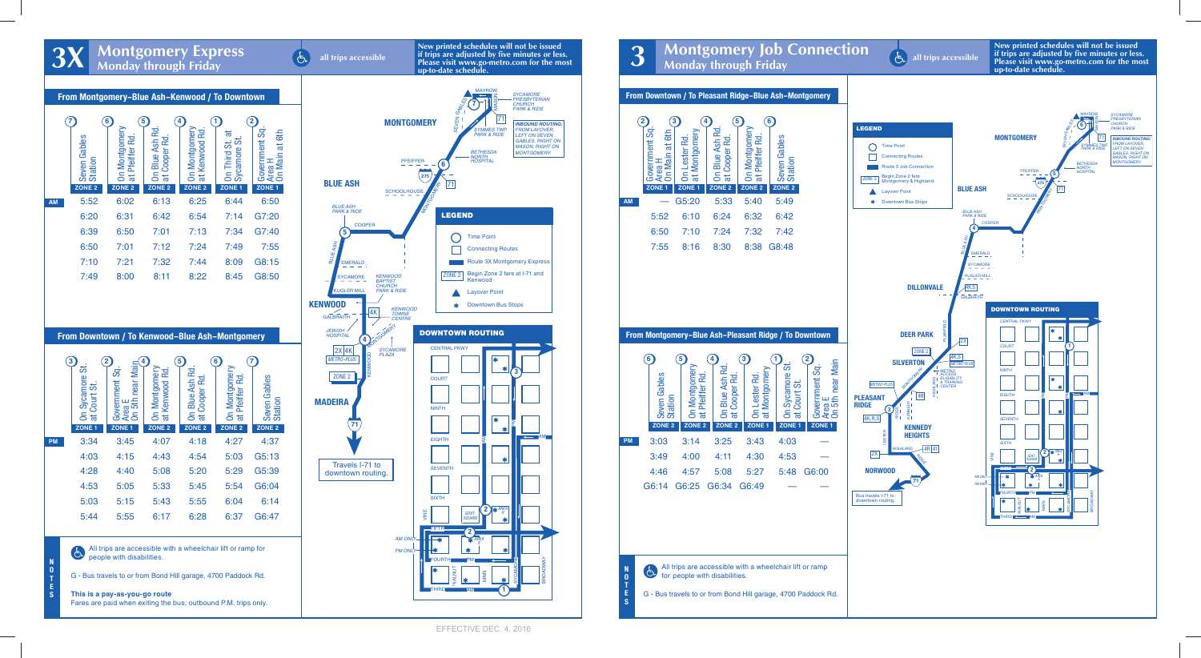# 3X Montgomery Express

## Monday through Friday

all trips accessible

New printed schedules will not be issued if trips are adjusted by five minutes or less. Please visit www.go-metro.com for the most up-to-date schedule.

### From Montgomery–Blue Ash–Kenwood / To Downtown

| | 7 Seven Gables Station (ZONE 2) | 6 On Montgomery at Pfeiffer Rd. (ZONE 2) | 5 On Blue Ash Rd. at Cooper Rd. (ZONE 2) | 4 On Montgomery at Kenwood Rd. (ZONE 2) | 1 On Third St. at Sycamore St. (ZONE 1) | 2 Government Sq. Area H On Main at 6th (ZONE 1) |
|---|---|---|---|---|---|---|
| AM | 5:52 | 6:02 | 6:13 | 6:25 | 6:44 | 6:50 |
| | 6:20 | 6:31 | 6:42 | 6:54 | 7:14 | G7:20 |
| | 6:39 | 6:50 | 7:01 | 7:13 | 7:34 | G7:40 |
| | 6:50 | 7:01 | 7:12 | 7:24 | 7:49 | 7:55 |
| | 7:10 | 7:21 | 7:32 | 7:44 | 8:09 | G8:15 |
| | 7:49 | 8:00 | 8:11 | 8:22 | 8:45 | G8:50 |

### From Downtown / To Kenwood–Blue Ash–Montgomery

| | 3 On Sycamore St. at Court St. (ZONE 1) | 2 Government Sq. Area E On 5th near Main (ZONE 1) | 4 On Montgomery at Kenwood Rd. (ZONE 2) | 5 On Blue Ash Rd. at Cooper Rd. (ZONE 2) | 6 On Montgomery at Pfeiffer Rd. (ZONE 2) | 7 Seven Gables Station (ZONE 2) |
|---|---|---|---|---|---|---|
| PM | 3:34 | 3:45 | 4:07 | 4:18 | 4:27 | 4:37 |
| | 4:03 | 4:15 | 4:43 | 4:54 | 5:03 | G5:13 |
| | 4:28 | 4:40 | 5:08 | 5:20 | 5:29 | G5:39 |
| | 4:53 | 5:05 | 5:33 | 5:45 | 5:54 | G6:04 |
| | 5:03 | 5:15 | 5:43 | 5:55 | 6:04 | 6:14 |
| | 5:44 | 5:55 | 6:17 | 6:28 | 6:37 | G6:47 |

**NOTES**

All trips are accessible with a wheelchair lift or ramp for people with disabilities.

G - Bus travels to or from Bond Hill garage, 4700 Paddock Rd.

**This is a pay-as-you-go route**
Fares are paid when exiting the bus; outbound P.M. trips only.

**LEGEND**

- Time Point
- Connecting Routes
- Route 3X Montgomery Express
- ZONE 2: Begin Zone 2 fare at I-71 and Kenwood
- Layover Point
- Downtown Bus Stops

INBOUND ROUTING: FROM LAYOVER, LEFT ON SEVEN GABLES, RIGHT ON MASON, RIGHT ON MONTGOMERY.

Travels I-71 to downtown routing.

**DOWNTOWN ROUTING**

# 3 Montgomery Job Connection

## Monday through Friday

all trips accessible

New printed schedules will not be issued if trips are adjusted by five minutes or less. Please visit www.go-metro.com for the most up-to-date schedule.

### From Downtown / To Pleasant Ridge–Blue Ash–Montgomery

| | 2 Government Sq. Area H On Main at 6th (ZONE 1) | 3 On Lester Rd. at Montgomery (ZONE 1) | 4 On Blue Ash Rd. at Cooper Rd. (ZONE 2) | 5 On Montgomery at Pfeiffer Rd. (ZONE 2) | 6 Seven Gables Station (ZONE 2) |
|---|---|---|---|---|---|
| AM | — | G5:20 | 5:33 | 5:40 | 5:49 |
| | 5:52 | 6:10 | 6:24 | 6:32 | 6:42 |
| | 6:50 | 7:10 | 7:24 | 7:32 | 7:42 |
| | 7:55 | 8:16 | 8:30 | 8:38 | G8:48 |

### From Montgomery–Blue Ash–Pleasant Ridge / To Downtown

| | 6 Seven Gables Station (ZONE 2) | 5 On Montgomery at Pfeiffer Rd. (ZONE 2) | 4 On Blue Ash Rd. at Cooper Rd. (ZONE 2) | 3 On Lester Rd. at Montgomery (ZONE 1) | 1 On Sycamore St. at Court St. (ZONE 1) | 2 Government Sq. Area E On 5th near Main (ZONE 1) |
|---|---|---|---|---|---|---|
| PM | 3:03 | 3:14 | 3:25 | 3:43 | 4:03 | — |
| | 3:49 | 4:00 | 4:11 | 4:30 | 4:53 | — |
| | 4:46 | 4:57 | 5:08 | 5:27 | 5:48 | G6:00 |
| | G6:14 | G6:25 | G6:34 | G6:49 | — | — |

**NOTES**

All trips are accessible with a wheelchair lift or ramp for people with disabilities.

G - Bus travels to or from Bond Hill garage, 4700 Paddock Rd.

**LEGEND**

- Time Point
- Connecting Routes
- Route 3 Job Connection
- ZONE 2: Begin Zone 2 fare Montgomery & Highland
- Layover Point
- Downtown Bus Stops

INBOUND ROUTING: FROM LAYOVER, LEFT ON SEVEN GABLES, RIGHT ON MASON, RIGHT ON MONTGOMERY.

Bus travels I-71 to downtown routing.

**DOWNTOWN ROUTING**

EFFECTIVE DEC. 4, 2016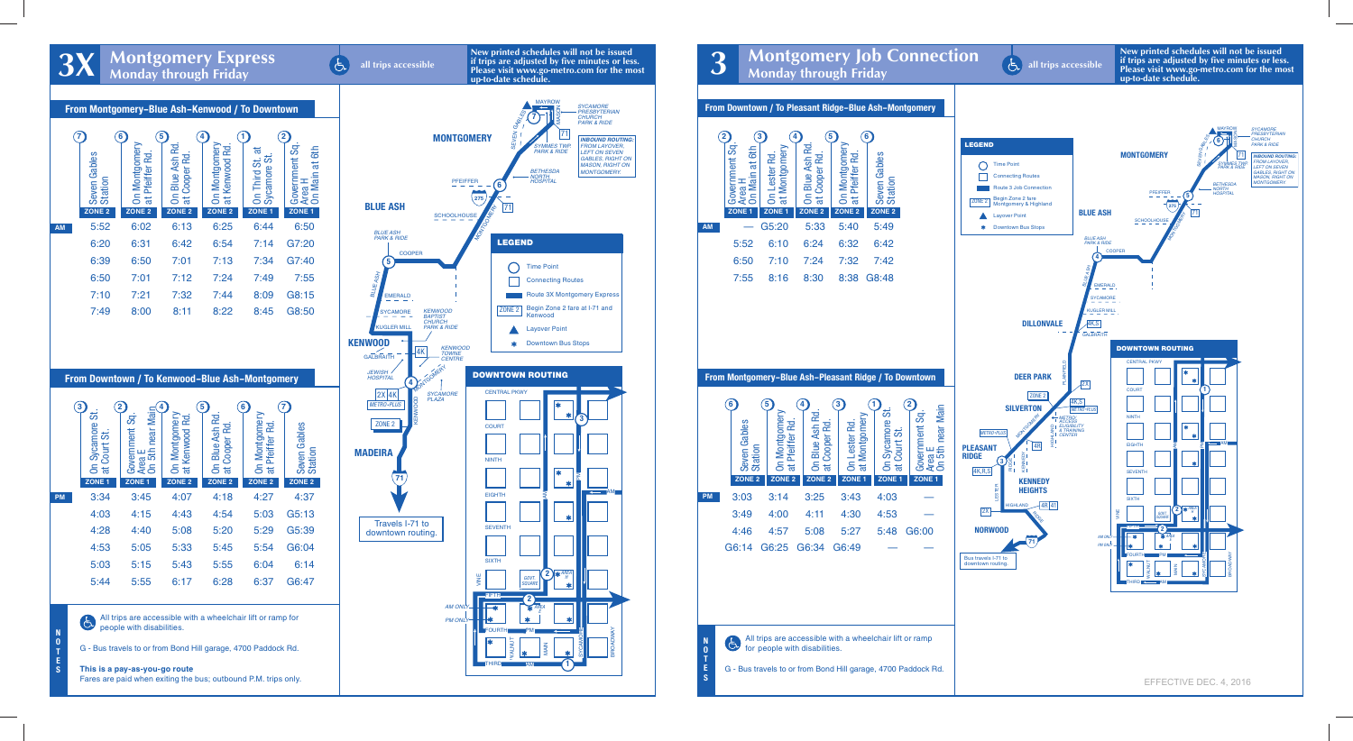# 3X Montgomery Express

## Monday through Friday

all trips accessible

**New printed schedules will not be issued if trips are adjusted by five minutes or less. Please visit www.go-metro.com for the most up-to-date schedule.**

### From Montgomery–Blue Ash–Kenwood / To Downtown

| | 7 Seven Gables Station (ZONE 2) | 6 On Montgomery at Pfeiffer Rd. (ZONE 2) | 5 On Blue Ash Rd. at Cooper Rd. (ZONE 2) | 4 On Montgomery at Kenwood Rd. (ZONE 2) | 1 On Third St. at Sycamore St. (ZONE 1) | 2 Government Sq. Area H On Main at 6th (ZONE 1) |
|---|---|---|---|---|---|---|
| AM | 5:52 | 6:02 | 6:13 | 6:25 | 6:44 | 6:50 |
| | 6:20 | 6:31 | 6:42 | 6:54 | 7:14 | G7:20 |
| | 6:39 | 6:50 | 7:01 | 7:13 | 7:34 | G7:40 |
| | 6:50 | 7:01 | 7:12 | 7:24 | 7:49 | 7:55 |
| | 7:10 | 7:21 | 7:32 | 7:44 | 8:09 | G8:15 |
| | 7:49 | 8:00 | 8:11 | 8:22 | 8:45 | G8:50 |

### From Downtown / To Kenwood–Blue Ash–Montgomery

| | 3 On Sycamore St. at Court St. (ZONE 1) | 2 Government Sq. Area E On 5th near Main (ZONE 1) | 4 On Montgomery at Kenwood Rd. (ZONE 2) | 5 On Blue Ash Rd. at Cooper Rd. (ZONE 2) | 6 On Montgomery at Pfeiffer Rd. (ZONE 2) | 7 Seven Gables Station (ZONE 2) |
|---|---|---|---|---|---|---|
| PM | 3:34 | 3:45 | 4:07 | 4:18 | 4:27 | 4:37 |
| | 4:03 | 4:15 | 4:43 | 4:54 | 5:03 | G5:13 |
| | 4:28 | 4:40 | 5:08 | 5:20 | 5:29 | G5:39 |
| | 4:53 | 5:05 | 5:33 | 5:45 | 5:54 | G6:04 |
| | 5:03 | 5:15 | 5:43 | 5:55 | 6:04 | 6:14 |
| | 5:44 | 5:55 | 6:17 | 6:28 | 6:37 | G6:47 |

**NOTES**

All trips are accessible with a wheelchair lift or ramp for people with disabilities.

G - Bus travels to or from Bond Hill garage, 4700 Paddock Rd.

**This is a pay-as-you-go route**
Fares are paid when exiting the bus; outbound P.M. trips only.

MONTGOMERY
BLUE ASH
KENWOOD
MADEIRA
Travels I-71 to downtown routing.

INBOUND ROUTING: FROM LAYOVER, LEFT ON SEVEN GABLES, RIGHT ON MASON, RIGHT ON MONTGOMERY.

**LEGEND**
- Time Point
- Connecting Routes
- Route 3X Montgomery Express
- ZONE 2 Begin Zone 2 fare at I-71 and Kenwood
- Layover Point
- Downtown Bus Stops

**DOWNTOWN ROUTING**

# 3 Montgomery Job Connection

## Monday through Friday

all trips accessible

**New printed schedules will not be issued if trips are adjusted by five minutes or less. Please visit www.go-metro.com for the most up-to-date schedule.**

### From Downtown / To Pleasant Ridge–Blue Ash–Montgomery

| | 2 Government Sq. Area H On Main at 6th (ZONE 1) | 3 On Lester Rd. at Montgomery (ZONE 1) | 4 On Blue Ash Rd. at Cooper Rd. (ZONE 2) | 5 On Montgomery at Pfeiffer Rd. (ZONE 2) | 6 Seven Gables Station (ZONE 2) |
|---|---|---|---|---|---|
| AM | — | G5:20 | 5:33 | 5:40 | 5:49 |
| | 5:52 | 6:10 | 6:24 | 6:32 | 6:42 |
| | 6:50 | 7:10 | 7:24 | 7:32 | 7:42 |
| | 7:55 | 8:16 | 8:30 | 8:38 | G8:48 |

### From Montgomery–Blue Ash–Pleasant Ridge / To Downtown

| | 6 Seven Gables Station (ZONE 2) | 5 On Montgomery at Pfeiffer Rd. (ZONE 2) | 4 On Blue Ash Rd. at Cooper Rd. (ZONE 2) | 3 On Lester Rd. at Montgomery (ZONE 1) | 1 On Sycamore St. at Court St. (ZONE 1) | 2 Government Sq. Area E On 5th near Main (ZONE 1) |
|---|---|---|---|---|---|---|
| PM | 3:03 | 3:14 | 3:25 | 3:43 | 4:03 | — |
| | 3:49 | 4:00 | 4:11 | 4:30 | 4:53 | — |
| | 4:46 | 4:57 | 5:08 | 5:27 | 5:48 | G6:00 |
| | G6:14 | G6:25 | G6:34 | G6:49 | — | — |

**NOTES**

All trips are accessible with a wheelchair lift or ramp for people with disabilities.

G - Bus travels to or from Bond Hill garage, 4700 Paddock Rd.

**LEGEND**
- Time Point
- Connecting Routes
- Route 3 Job Connection
- ZONE 2 Begin Zone 2 fare Montgomery & Highland
- Layover Point
- Downtown Bus Stops

MONTGOMERY
BLUE ASH
DILLONVALE
DEER PARK
SILVERTON
PLEASANT RIDGE
KENNEDY HEIGHTS
NORWOOD
Bus travels I-71 to downtown routing.

INBOUND ROUTING: FROM LAYOVER, LEFT ON SEVEN GABLES, RIGHT ON MASON, RIGHT ON MONTGOMERY

**DOWNTOWN ROUTING**

EFFECTIVE DEC. 4, 2016